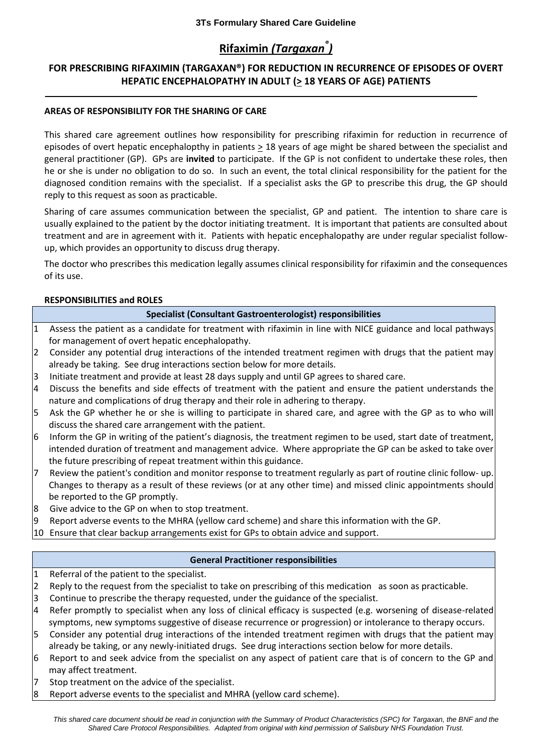**3Ts Formulary Shared Care Guideline**

# Rifaximin *(Targaxan®)*

## FOR PRESCRIBING RIFAXIMIN (TARGAXAN®) FOR REDUCTION IN RECURRENCE OF EPISODES OF OVERT HEPATIC ENCEPHALOPATHY IN ADULT (≥ 18 YEARS OF AGE) PATIENTS

### AREAS OF RESPONSIBILITY FOR THE SHARING OF CARE

This shared care agreement outlines how responsibility for prescribing rifaximin for reduction in recurrence of episodes of overt hepatic encephalopthy in patients ≥ 18 years of age might be shared between the specialist and general practitioner (GP). GPs are **invited** to participate. If the GP is not confident to undertake these roles, then he or she is under no obligation to do so. In such an event, the total clinical responsibility for the patient for the diagnosed condition remains with the specialist. If a specialist asks the GP to prescribe this drug, the GP should reply to this request as soon as practicable.

Sharing of care assumes communication between the specialist, GP and patient. The intention to share care is usually explained to the patient by the doctor initiating treatment. It is important that patients are consulted about treatment and are in agreement with it. Patients with hepatic encephalopathy are under regular specialist follow-up, which provides an opportunity to discuss drug therapy.

The doctor who prescribes this medication legally assumes clinical responsibility for rifaximin and the consequences of its use.

### RESPONSIBILITIES and ROLES

| | Specialist (Consultant Gastroenterologist) responsibilities |
|---|---|
| 1 | Assess the patient as a candidate for treatment with rifaximin in line with NICE guidance and local pathways for management of overt hepatic encephalopathy. |
| 2 | Consider any potential drug interactions of the intended treatment regimen with drugs that the patient may already be taking. See drug interactions section below for more details. |
| 3 | Initiate treatment and provide at least 28 days supply and until GP agrees to shared care. |
| 4 | Discuss the benefits and side effects of treatment with the patient and ensure the patient understands the nature and complications of drug therapy and their role in adhering to therapy. |
| 5 | Ask the GP whether he or she is willing to participate in shared care, and agree with the GP as to who will discuss the shared care arrangement with the patient. |
| 6 | Inform the GP in writing of the patient's diagnosis, the treatment regimen to be used, start date of treatment, intended duration of treatment and management advice. Where appropriate the GP can be asked to take over the future prescribing of repeat treatment within this guidance. |
| 7 | Review the patient's condition and monitor response to treatment regularly as part of routine clinic follow- up. Changes to therapy as a result of these reviews (or at any other time) and missed clinic appointments should be reported to the GP promptly. |
| 8 | Give advice to the GP on when to stop treatment. |
| 9 | Report adverse events to the MHRA (yellow card scheme) and share this information with the GP. |
| 10 | Ensure that clear backup arrangements exist for GPs to obtain advice and support. |

| | General Practitioner responsibilities |
|---|---|
| 1 | Referral of the patient to the specialist. |
| 2 | Reply to the request from the specialist to take on prescribing of this medication as soon as practicable. |
| 3 | Continue to prescribe the therapy requested, under the guidance of the specialist. |
| 4 | Refer promptly to specialist when any loss of clinical efficacy is suspected (e.g. worsening of disease-related symptoms, new symptoms suggestive of disease recurrence or progression) or intolerance to therapy occurs. |
| 5 | Consider any potential drug interactions of the intended treatment regimen with drugs that the patient may already be taking, or any newly-initiated drugs. See drug interactions section below for more details. |
| 6 | Report to and seek advice from the specialist on any aspect of patient care that is of concern to the GP and may affect treatment. |
| 7 | Stop treatment on the advice of the specialist. |
| 8 | Report adverse events to the specialist and MHRA (yellow card scheme). |

*This shared care document should be read in conjunction with the Summary of Product Characteristics (SPC) for Targaxan, the BNF and the Shared Care Protocol Responsibilities. Adapted from original with kind permission of Salisbury NHS Foundation Trust.*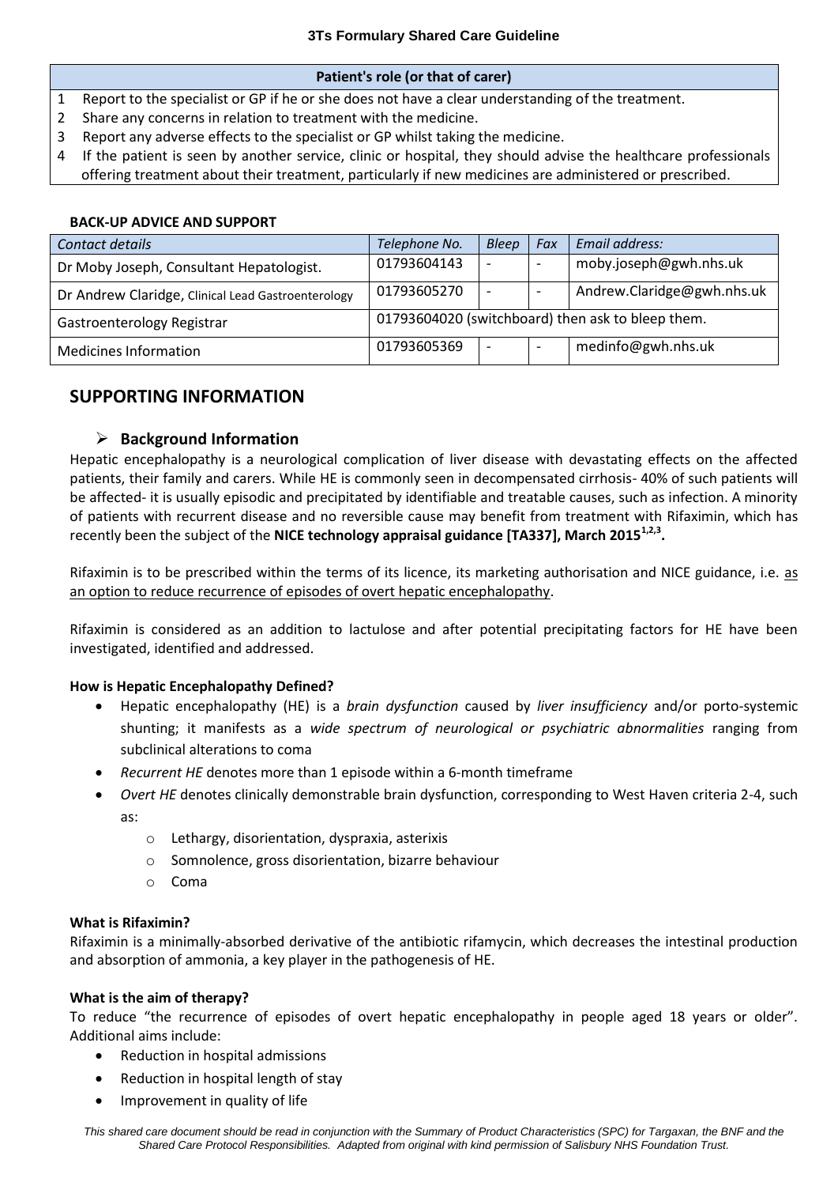| Patient's role (or that of carer) |
|---|
| 1 Report to the specialist or GP if he or she does not have a clear understanding of the treatment. |
| 2 Share any concerns in relation to treatment with the medicine. |
| 3 Report any adverse effects to the specialist or GP whilst taking the medicine. |
| 4 If the patient is seen by another service, clinic or hospital, they should advise the healthcare professionals offering treatment about their treatment, particularly if new medicines are administered or prescribed. |

**BACK-UP ADVICE AND SUPPORT**

| *Contact details* | *Telephone No.* | *Bleep* | *Fax* | *Email address:* |
|---|---|---|---|---|
| Dr Moby Joseph, Consultant Hepatologist. | 01793604143 | - | - | moby.joseph@gwh.nhs.uk |
| Dr Andrew Claridge, Clinical Lead Gastroenterology | 01793605270 | - | - | Andrew.Claridge@gwh.nhs.uk |
| Gastroenterology Registrar | 01793604020 (switchboard) then ask to bleep them. | | | |
| Medicines Information | 01793605369 | - | - | medinfo@gwh.nhs.uk |

## SUPPORTING INFORMATION

### Background Information

Hepatic encephalopathy is a neurological complication of liver disease with devastating effects on the affected patients, their family and carers. While HE is commonly seen in decompensated cirrhosis- 40% of such patients will be affected- it is usually episodic and precipitated by identifiable and treatable causes, such as infection. A minority of patients with recurrent disease and no reversible cause may benefit from treatment with Rifaximin, which has recently been the subject of the **NICE technology appraisal guidance [TA337], March 2015[1,2,3].**

Rifaximin is to be prescribed within the terms of its licence, its marketing authorisation and NICE guidance, i.e. as an option to reduce recurrence of episodes of overt hepatic encephalopathy.

Rifaximin is considered as an addition to lactulose and after potential precipitating factors for HE have been investigated, identified and addressed.

**How is Hepatic Encephalopathy Defined?**

- Hepatic encephalopathy (HE) is a *brain dysfunction* caused by *liver insufficiency* and/or porto-systemic shunting; it manifests as a *wide spectrum of neurological or psychiatric abnormalities* ranging from subclinical alterations to coma
- *Recurrent HE* denotes more than 1 episode within a 6-month timeframe
- *Overt HE* denotes clinically demonstrable brain dysfunction, corresponding to West Haven criteria 2-4, such as:
  - Lethargy, disorientation, dyspraxia, asterixis
  - Somnolence, gross disorientation, bizarre behaviour
  - Coma

**What is Rifaximin?**

Rifaximin is a minimally-absorbed derivative of the antibiotic rifamycin, which decreases the intestinal production and absorption of ammonia, a key player in the pathogenesis of HE.

**What is the aim of therapy?**

To reduce "the recurrence of episodes of overt hepatic encephalopathy in people aged 18 years or older". Additional aims include:

- Reduction in hospital admissions
- Reduction in hospital length of stay
- Improvement in quality of life

*This shared care document should be read in conjunction with the Summary of Product Characteristics (SPC) for Targaxan, the BNF and the Shared Care Protocol Responsibilities. Adapted from original with kind permission of Salisbury NHS Foundation Trust.*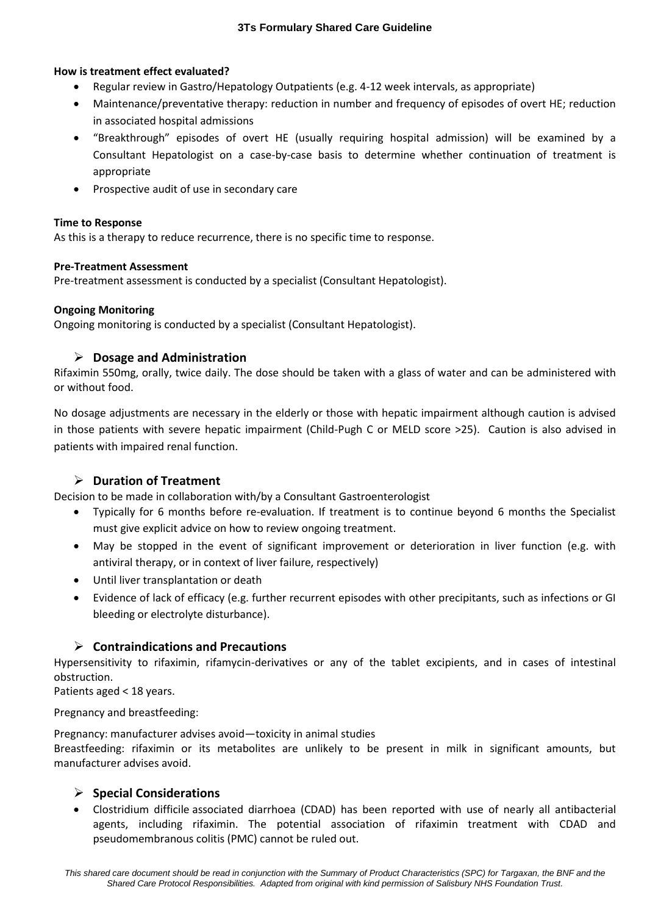**How is treatment effect evaluated?**

- Regular review in Gastro/Hepatology Outpatients (e.g. 4-12 week intervals, as appropriate)
- Maintenance/preventative therapy: reduction in number and frequency of episodes of overt HE; reduction in associated hospital admissions
- "Breakthrough" episodes of overt HE (usually requiring hospital admission) will be examined by a Consultant Hepatologist on a case-by-case basis to determine whether continuation of treatment is appropriate
- Prospective audit of use in secondary care

**Time to Response**

As this is a therapy to reduce recurrence, there is no specific time to response.

**Pre-Treatment Assessment**

Pre-treatment assessment is conducted by a specialist (Consultant Hepatologist).

**Ongoing Monitoring**

Ongoing monitoring is conducted by a specialist (Consultant Hepatologist).

## Dosage and Administration

Rifaximin 550mg, orally, twice daily. The dose should be taken with a glass of water and can be administered with or without food.

No dosage adjustments are necessary in the elderly or those with hepatic impairment although caution is advised in those patients with severe hepatic impairment (Child-Pugh C or MELD score >25). Caution is also advised in patients with impaired renal function.

## Duration of Treatment

Decision to be made in collaboration with/by a Consultant Gastroenterologist

- Typically for 6 months before re-evaluation. If treatment is to continue beyond 6 months the Specialist must give explicit advice on how to review ongoing treatment.
- May be stopped in the event of significant improvement or deterioration in liver function (e.g. with antiviral therapy, or in context of liver failure, respectively)
- Until liver transplantation or death
- Evidence of lack of efficacy (e.g. further recurrent episodes with other precipitants, such as infections or GI bleeding or electrolyte disturbance).

## Contraindications and Precautions

Hypersensitivity to rifaximin, rifamycin-derivatives or any of the tablet excipients, and in cases of intestinal obstruction.
Patients aged < 18 years.

Pregnancy and breastfeeding:

Pregnancy: manufacturer advises avoid—toxicity in animal studies
Breastfeeding: rifaximin or its metabolites are unlikely to be present in milk in significant amounts, but manufacturer advises avoid.

## Special Considerations

- Clostridium difficile associated diarrhoea (CDAD) has been reported with use of nearly all antibacterial agents, including rifaximin. The potential association of rifaximin treatment with CDAD and pseudomembranous colitis (PMC) cannot be ruled out.

*This shared care document should be read in conjunction with the Summary of Product Characteristics (SPC) for Targaxan, the BNF and the Shared Care Protocol Responsibilities. Adapted from original with kind permission of Salisbury NHS Foundation Trust.*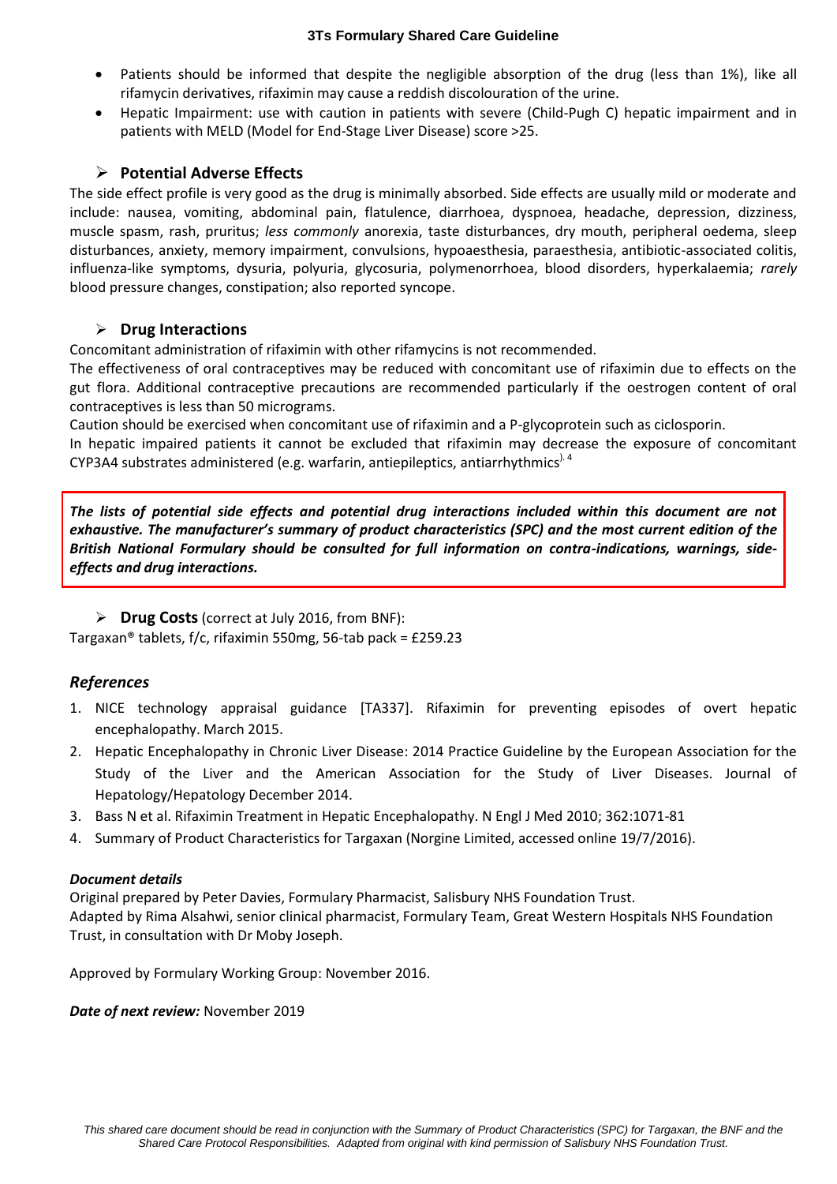- Patients should be informed that despite the negligible absorption of the drug (less than 1%), like all rifamycin derivatives, rifaximin may cause a reddish discolouration of the urine.
- Hepatic Impairment: use with caution in patients with severe (Child-Pugh C) hepatic impairment and in patients with MELD (Model for End-Stage Liver Disease) score >25.

### Potential Adverse Effects

The side effect profile is very good as the drug is minimally absorbed. Side effects are usually mild or moderate and include: nausea, vomiting, abdominal pain, flatulence, diarrhoea, dyspnoea, headache, depression, dizziness, muscle spasm, rash, pruritus; *less commonly* anorexia, taste disturbances, dry mouth, peripheral oedema, sleep disturbances, anxiety, memory impairment, convulsions, hypoaesthesia, paraesthesia, antibiotic-associated colitis, influenza-like symptoms, dysuria, polyuria, glycosuria, polymenorrhoea, blood disorders, hyperkalaemia; *rarely* blood pressure changes, constipation; also reported syncope.

### Drug Interactions

Concomitant administration of rifaximin with other rifamycins is not recommended.
The effectiveness of oral contraceptives may be reduced with concomitant use of rifaximin due to effects on the gut flora. Additional contraceptive precautions are recommended particularly if the oestrogen content of oral contraceptives is less than 50 micrograms.
Caution should be exercised when concomitant use of rifaximin and a P-glycoprotein such as ciclosporin.
In hepatic impaired patients it cannot be excluded that rifaximin may decrease the exposure of concomitant CYP3A4 substrates administered (e.g. warfarin, antiepileptics, antiarrhythmics[), 4]

***The lists of potential side effects and potential drug interactions included within this document are not exhaustive. The manufacturer's summary of product characteristics (SPC) and the most current edition of the British National Formulary should be consulted for full information on contra-indications, warnings, side-effects and drug interactions.***

### **Drug Costs** (correct at July 2016, from BNF):

Targaxan® tablets, f/c, rifaximin 550mg, 56-tab pack = £259.23

## *References*

1. NICE technology appraisal guidance [TA337]. Rifaximin for preventing episodes of overt hepatic encephalopathy. March 2015.
2. Hepatic Encephalopathy in Chronic Liver Disease: 2014 Practice Guideline by the European Association for the Study of the Liver and the American Association for the Study of Liver Diseases. Journal of Hepatology/Hepatology December 2014.
3. Bass N et al. Rifaximin Treatment in Hepatic Encephalopathy. N Engl J Med 2010; 362:1071-81
4. Summary of Product Characteristics for Targaxan (Norgine Limited, accessed online 19/7/2016).

***Document details***

Original prepared by Peter Davies, Formulary Pharmacist, Salisbury NHS Foundation Trust.
Adapted by Rima Alsahwi, senior clinical pharmacist, Formulary Team, Great Western Hospitals NHS Foundation Trust, in consultation with Dr Moby Joseph.

Approved by Formulary Working Group: November 2016.

***Date of next review:*** November 2019

*This shared care document should be read in conjunction with the Summary of Product Characteristics (SPC) for Targaxan, the BNF and the Shared Care Protocol Responsibilities. Adapted from original with kind permission of Salisbury NHS Foundation Trust.*